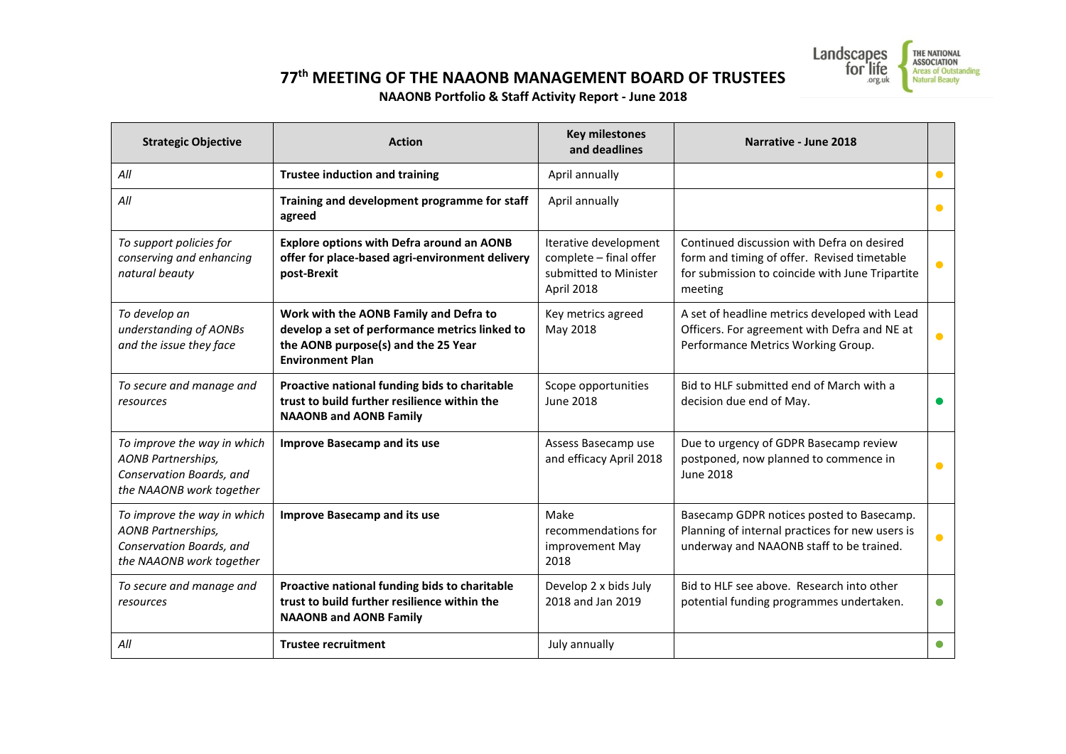# 77th MEETING OF THE NAAONB MANAGEMENT BOARD OF TRUSTEES

## NAAONB Portfolio & Staff Activity Report - June 2018

| Strategic Objective | Action | Key milestones and deadlines | Narrative - June 2018 | |
|---|---|---|---|---|
| *All* | **Trustee induction and training** | April annually | | ● |
| *All* | **Training and development programme for staff agreed** | April annually | | ● |
| *To support policies for conserving and enhancing natural beauty* | **Explore options with Defra around an AONB offer for place-based agri-environment delivery post-Brexit** | Iterative development complete – final offer submitted to Minister April 2018 | Continued discussion with Defra on desired form and timing of offer. Revised timetable for submission to coincide with June Tripartite meeting | ● |
| *To develop an understanding of AONBs and the issue they face* | **Work with the AONB Family and Defra to develop a set of performance metrics linked to the AONB purpose(s) and the 25 Year Environment Plan** | Key metrics agreed May 2018 | A set of headline metrics developed with Lead Officers. For agreement with Defra and NE at Performance Metrics Working Group. | ● |
| *To secure and manage and resources* | **Proactive national funding bids to charitable trust to build further resilience within the NAAONB and AONB Family** | Scope opportunities June 2018 | Bid to HLF submitted end of March with a decision due end of May. | ● |
| *To improve the way in which AONB Partnerships, Conservation Boards, and the NAAONB work together* | **Improve Basecamp and its use** | Assess Basecamp use and efficacy April 2018 | Due to urgency of GDPR Basecamp review postponed, now planned to commence in June 2018 | ● |
| *To improve the way in which AONB Partnerships, Conservation Boards, and the NAAONB work together* | **Improve Basecamp and its use** | Make recommendations for improvement May 2018 | Basecamp GDPR notices posted to Basecamp. Planning of internal practices for new users is underway and NAAONB staff to be trained. | ● |
| *To secure and manage and resources* | **Proactive national funding bids to charitable trust to build further resilience within the NAAONB and AONB Family** | Develop 2 x bids July 2018 and Jan 2019 | Bid to HLF see above. Research into other potential funding programmes undertaken. | ● |
| *All* | **Trustee recruitment** | July annually | | ● |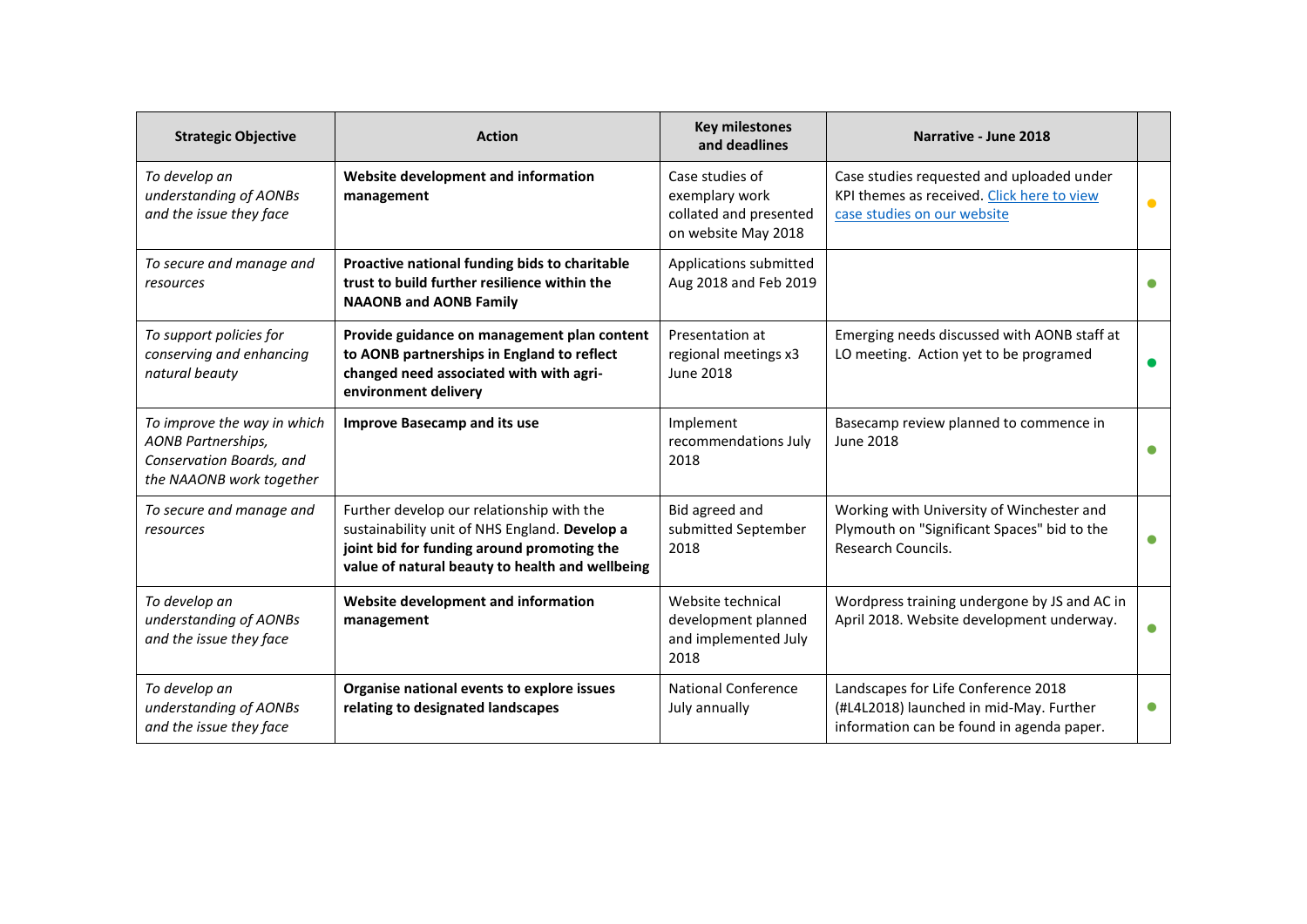| Strategic Objective | Action | Key milestones and deadlines | Narrative - June 2018 | |
|---|---|---|---|---|
| *To develop an understanding of AONBs and the issue they face* | **Website development and information management** | Case studies of exemplary work collated and presented on website May 2018 | Case studies requested and uploaded under KPI themes as received. [Click here to view case studies on our website]() | ● |
| *To secure and manage and resources* | **Proactive national funding bids to charitable trust to build further resilience within the NAAONB and AONB Family** | Applications submitted Aug 2018 and Feb 2019 | | ● |
| *To support policies for conserving and enhancing natural beauty* | **Provide guidance on management plan content to AONB partnerships in England to reflect changed need associated with with agri-environment delivery** | Presentation at regional meetings x3 June 2018 | Emerging needs discussed with AONB staff at LO meeting. Action yet to be programed | ● |
| *To improve the way in which AONB Partnerships, Conservation Boards, and the NAAONB work together* | **Improve Basecamp and its use** | Implement recommendations July 2018 | Basecamp review planned to commence in June 2018 | ● |
| *To secure and manage and resources* | Further develop our relationship with the sustainability unit of NHS England. **Develop a joint bid for funding around promoting the value of natural beauty to health and wellbeing** | Bid agreed and submitted September 2018 | Working with University of Winchester and Plymouth on "Significant Spaces" bid to the Research Councils. | ● |
| *To develop an understanding of AONBs and the issue they face* | **Website development and information management** | Website technical development planned and implemented July 2018 | Wordpress training undergone by JS and AC in April 2018. Website development underway. | ● |
| *To develop an understanding of AONBs and the issue they face* | **Organise national events to explore issues relating to designated landscapes** | National Conference July annually | Landscapes for Life Conference 2018 (#L4L2018) launched in mid-May. Further information can be found in agenda paper. | ● |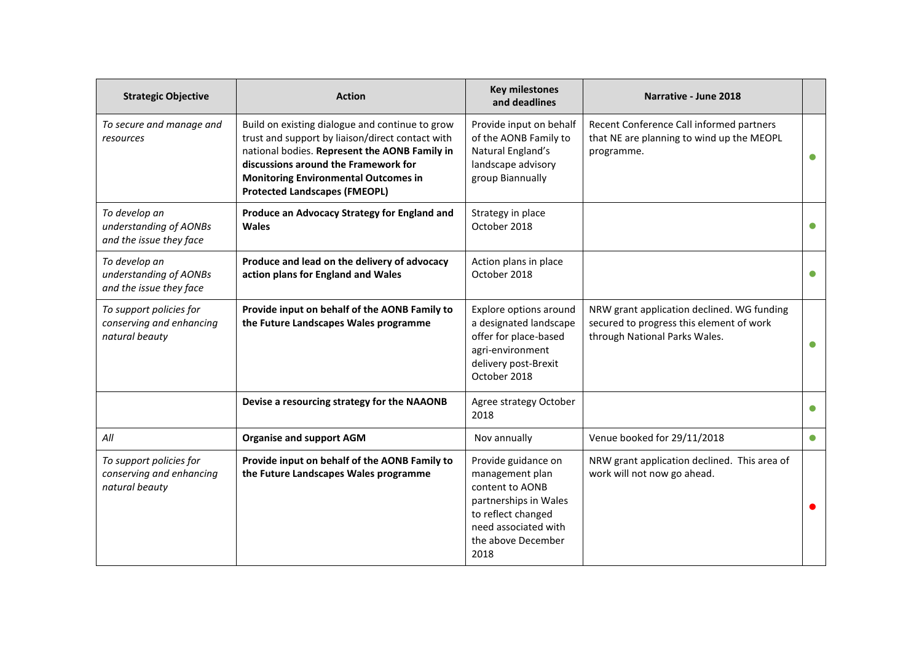| Strategic Objective | Action | Key milestones and deadlines | Narrative - June 2018 | |
|---|---|---|---|---|
| *To secure and manage and resources* | Build on existing dialogue and continue to grow trust and support by liaison/direct contact with national bodies. **Represent the AONB Family in discussions around the Framework for Monitoring Environmental Outcomes in Protected Landscapes (FMEOPL)** | Provide input on behalf of the AONB Family to Natural England's landscape advisory group Biannually | Recent Conference Call informed partners that NE are planning to wind up the MEOPL programme. | ● |
| *To develop an understanding of AONBs and the issue they face* | **Produce an Advocacy Strategy for England and Wales** | Strategy in place October 2018 | | ● |
| *To develop an understanding of AONBs and the issue they face* | **Produce and lead on the delivery of advocacy action plans for England and Wales** | Action plans in place October 2018 | | ● |
| *To support policies for conserving and enhancing natural beauty* | **Provide input on behalf of the AONB Family to the Future Landscapes Wales programme** | Explore options around a designated landscape offer for place-based agri-environment delivery post-Brexit October 2018 | NRW grant application declined. WG funding secured to progress this element of work through National Parks Wales. | ● |
| | **Devise a resourcing strategy for the NAAONB** | Agree strategy October 2018 | | ● |
| *All* | **Organise and support AGM** | Nov annually | Venue booked for 29/11/2018 | ● |
| *To support policies for conserving and enhancing natural beauty* | **Provide input on behalf of the AONB Family to the Future Landscapes Wales programme** | Provide guidance on management plan content to AONB partnerships in Wales to reflect changed need associated with the above December 2018 | NRW grant application declined. This area of work will not now go ahead. | ● |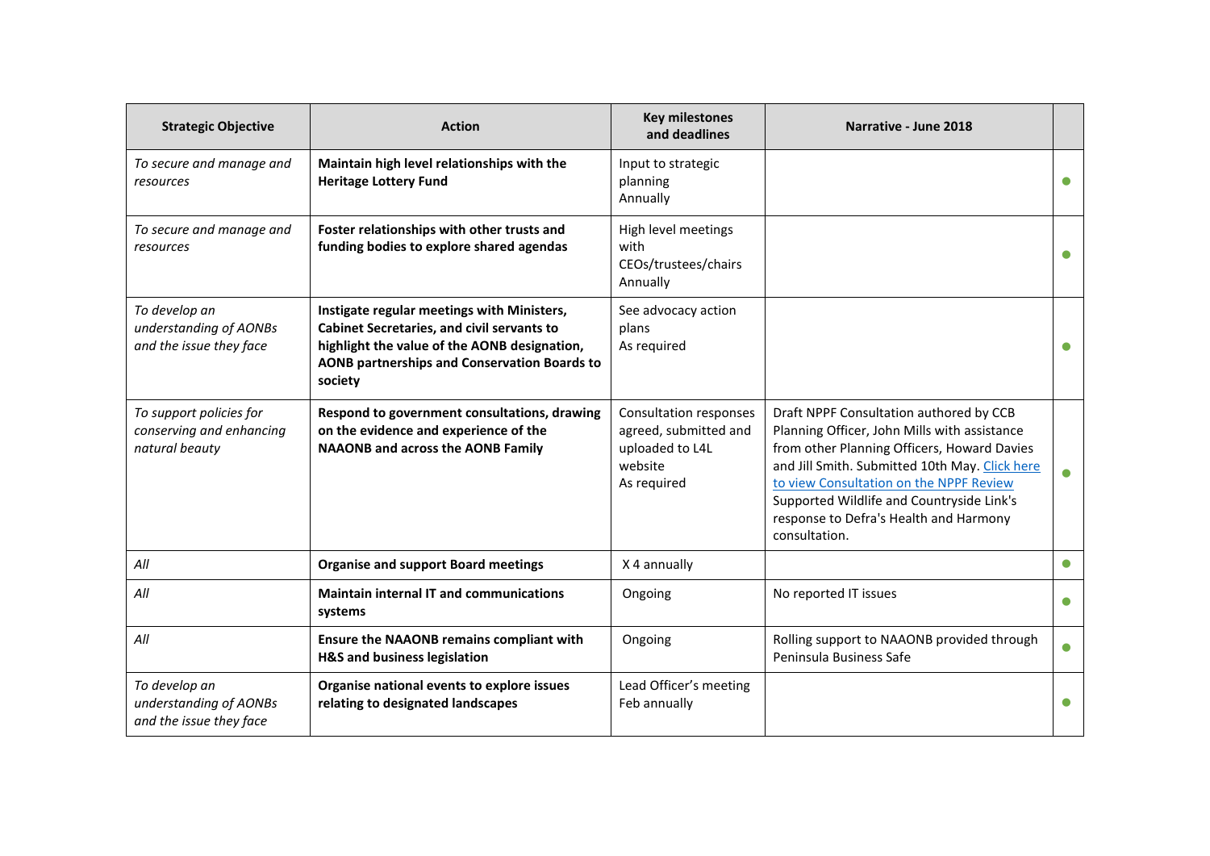| Strategic Objective | Action | Key milestones and deadlines | Narrative - June 2018 | |
|---|---|---|---|---|
| *To secure and manage and resources* | **Maintain high level relationships with the Heritage Lottery Fund** | Input to strategic planning<br>Annually | | ● |
| *To secure and manage and resources* | **Foster relationships with other trusts and funding bodies to explore shared agendas** | High level meetings with CEOs/trustees/chairs<br>Annually | | ● |
| *To develop an understanding of AONBs and the issue they face* | **Instigate regular meetings with Ministers, Cabinet Secretaries, and civil servants to highlight the value of the AONB designation, AONB partnerships and Conservation Boards to society** | See advocacy action plans<br>As required | | ● |
| *To support policies for conserving and enhancing natural beauty* | **Respond to government consultations, drawing on the evidence and experience of the NAAONB and across the AONB Family** | Consultation responses agreed, submitted and uploaded to L4L website<br>As required | Draft NPPF Consultation authored by CCB Planning Officer, John Mills with assistance from other Planning Officers, Howard Davies and Jill Smith. Submitted 10th May. Click here to view Consultation on the NPPF Review<br>Supported Wildlife and Countryside Link's response to Defra's Health and Harmony consultation. | ● |
| *All* | **Organise and support Board meetings** | X 4 annually | | ● |
| *All* | **Maintain internal IT and communications systems** | Ongoing | No reported IT issues | ● |
| *All* | **Ensure the NAAONB remains compliant with H&S and business legislation** | Ongoing | Rolling support to NAAONB provided through Peninsula Business Safe | ● |
| *To develop an understanding of AONBs and the issue they face* | **Organise national events to explore issues relating to designated landscapes** | Lead Officer's meeting<br>Feb annually | | ● |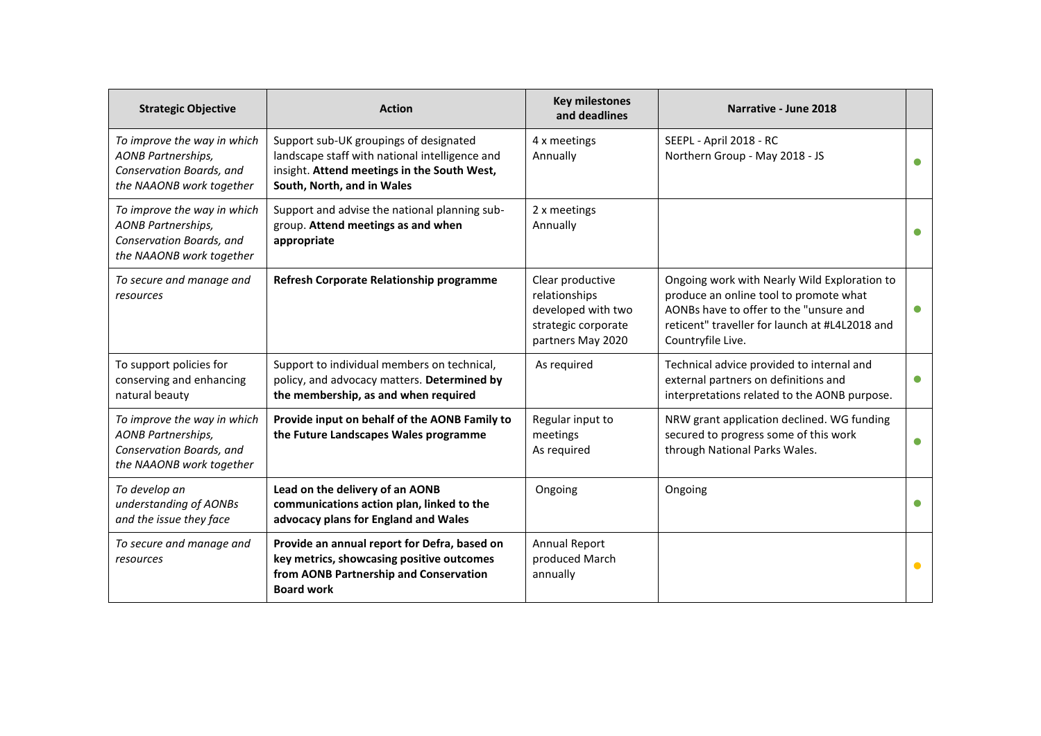| Strategic Objective | Action | Key milestones and deadlines | Narrative - June 2018 | |
|---|---|---|---|---|
| *To improve the way in which AONB Partnerships, Conservation Boards, and the NAAONB work together* | Support sub-UK groupings of designated landscape staff with national intelligence and insight. **Attend meetings in the South West, South, North, and in Wales** | 4 x meetings<br>Annually | SEEPL - April 2018 - RC<br>Northern Group - May 2018 - JS | ● |
| *To improve the way in which AONB Partnerships, Conservation Boards, and the NAAONB work together* | Support and advise the national planning sub-group. **Attend meetings as and when appropriate** | 2 x meetings<br>Annually | | ● |
| *To secure and manage and resources* | **Refresh Corporate Relationship programme** | Clear productive relationships developed with two strategic corporate partners May 2020 | Ongoing work with Nearly Wild Exploration to produce an online tool to promote what AONBs have to offer to the "unsure and reticent" traveller for launch at #L4L2018 and Countryfile Live. | ● |
| To support policies for conserving and enhancing natural beauty | Support to individual members on technical, policy, and advocacy matters. **Determined by the membership, as and when required** | As required | Technical advice provided to internal and external partners on definitions and interpretations related to the AONB purpose. | ● |
| *To improve the way in which AONB Partnerships, Conservation Boards, and the NAAONB work together* | **Provide input on behalf of the AONB Family to the Future Landscapes Wales programme** | Regular input to meetings<br>As required | NRW grant application declined. WG funding secured to progress some of this work through National Parks Wales. | ● |
| *To develop an understanding of AONBs and the issue they face* | **Lead on the delivery of an AONB communications action plan, linked to the advocacy plans for England and Wales** | Ongoing | Ongoing | ● |
| *To secure and manage and resources* | **Provide an annual report for Defra, based on key metrics, showcasing positive outcomes from AONB Partnership and Conservation Board work** | Annual Report produced March annually | | ● |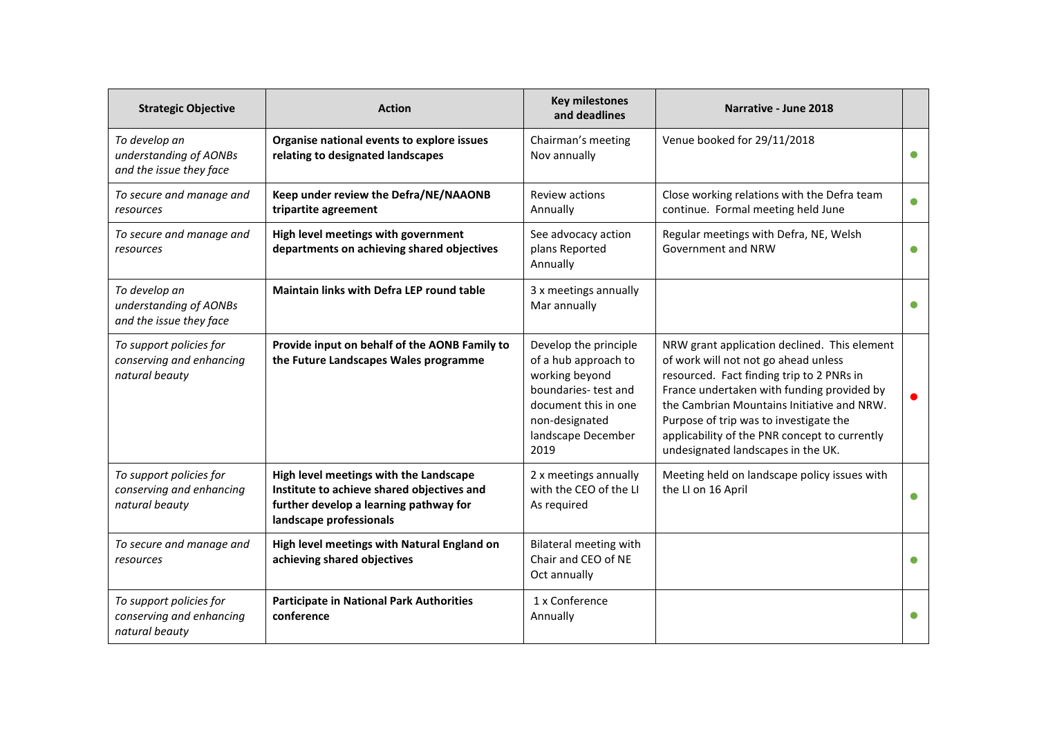| Strategic Objective | Action | Key milestones and deadlines | Narrative - June 2018 | |
|---|---|---|---|---|
| *To develop an understanding of AONBs and the issue they face* | **Organise national events to explore issues relating to designated landscapes** | Chairman's meeting Nov annually | Venue booked for 29/11/2018 | ● |
| *To secure and manage and resources* | **Keep under review the Defra/NE/NAAONB tripartite agreement** | Review actions Annually | Close working relations with the Defra team continue. Formal meeting held June | ● |
| *To secure and manage and resources* | **High level meetings with government departments on achieving shared objectives** | See advocacy action plans Reported Annually | Regular meetings with Defra, NE, Welsh Government and NRW | ● |
| *To develop an understanding of AONBs and the issue they face* | **Maintain links with Defra LEP round table** | 3 x meetings annually Mar annually | | ● |
| *To support policies for conserving and enhancing natural beauty* | **Provide input on behalf of the AONB Family to the Future Landscapes Wales programme** | Develop the principle of a hub approach to working beyond boundaries- test and document this in one non-designated landscape December 2019 | NRW grant application declined. This element of work will not go ahead unless resourced. Fact finding trip to 2 PNRs in France undertaken with funding provided by the Cambrian Mountains Initiative and NRW. Purpose of trip was to investigate the applicability of the PNR concept to currently undesignated landscapes in the UK. | ● |
| *To support policies for conserving and enhancing natural beauty* | **High level meetings with the Landscape Institute to achieve shared objectives and further develop a learning pathway for landscape professionals** | 2 x meetings annually with the CEO of the LI As required | Meeting held on landscape policy issues with the LI on 16 April | ● |
| *To secure and manage and resources* | **High level meetings with Natural England on achieving shared objectives** | Bilateral meeting with Chair and CEO of NE Oct annually | | ● |
| *To support policies for conserving and enhancing natural beauty* | **Participate in National Park Authorities conference** | 1 x Conference Annually | | ● |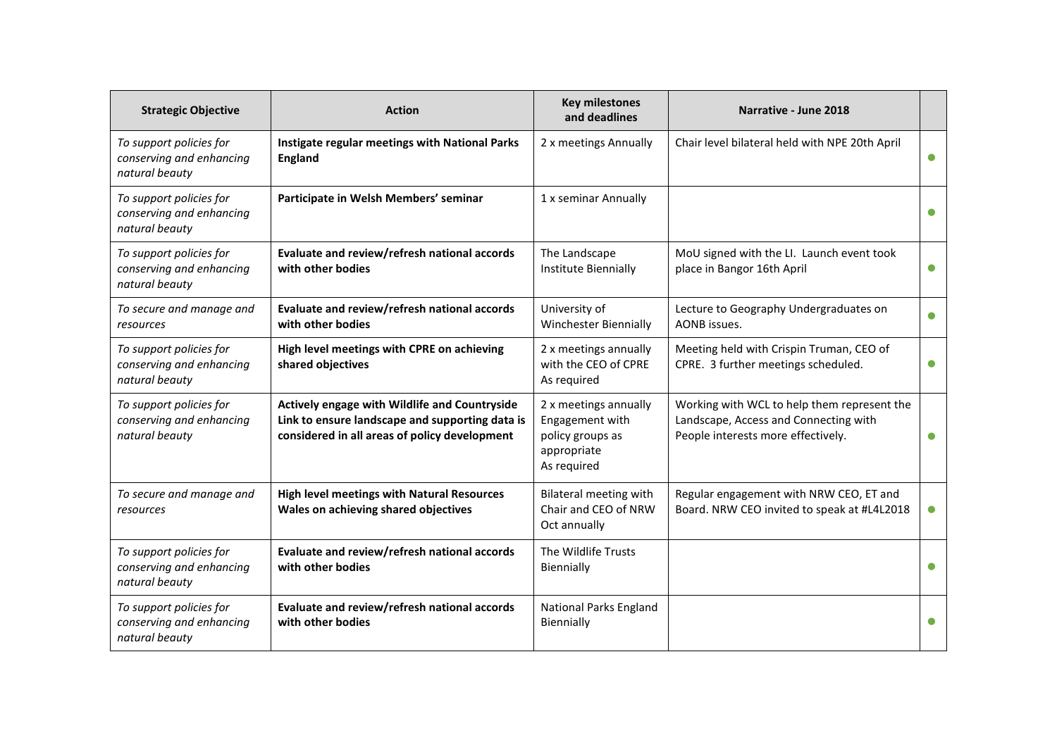| Strategic Objective | Action | Key milestones and deadlines | Narrative - June 2018 | |
|---|---|---|---|---|
| *To support policies for conserving and enhancing natural beauty* | **Instigate regular meetings with National Parks England** | 2 x meetings Annually | Chair level bilateral held with NPE 20th April | ● |
| *To support policies for conserving and enhancing natural beauty* | **Participate in Welsh Members' seminar** | 1 x seminar Annually | | ● |
| *To support policies for conserving and enhancing natural beauty* | **Evaluate and review/refresh national accords with other bodies** | The Landscape Institute Biennially | MoU signed with the LI. Launch event took place in Bangor 16th April | ● |
| *To secure and manage and resources* | **Evaluate and review/refresh national accords with other bodies** | University of Winchester Biennially | Lecture to Geography Undergraduates on AONB issues. | ● |
| *To support policies for conserving and enhancing natural beauty* | **High level meetings with CPRE on achieving shared objectives** | 2 x meetings annually with the CEO of CPRE As required | Meeting held with Crispin Truman, CEO of CPRE. 3 further meetings scheduled. | ● |
| *To support policies for conserving and enhancing natural beauty* | **Actively engage with Wildlife and Countryside Link to ensure landscape and supporting data is considered in all areas of policy development** | 2 x meetings annually Engagement with policy groups as appropriate As required | Working with WCL to help them represent the Landscape, Access and Connecting with People interests more effectively. | ● |
| *To secure and manage and resources* | **High level meetings with Natural Resources Wales on achieving shared objectives** | Bilateral meeting with Chair and CEO of NRW Oct annually | Regular engagement with NRW CEO, ET and Board. NRW CEO invited to speak at #L4L2018 | ● |
| *To support policies for conserving and enhancing natural beauty* | **Evaluate and review/refresh national accords with other bodies** | The Wildlife Trusts Biennially | | ● |
| *To support policies for conserving and enhancing natural beauty* | **Evaluate and review/refresh national accords with other bodies** | National Parks England Biennially | | ● |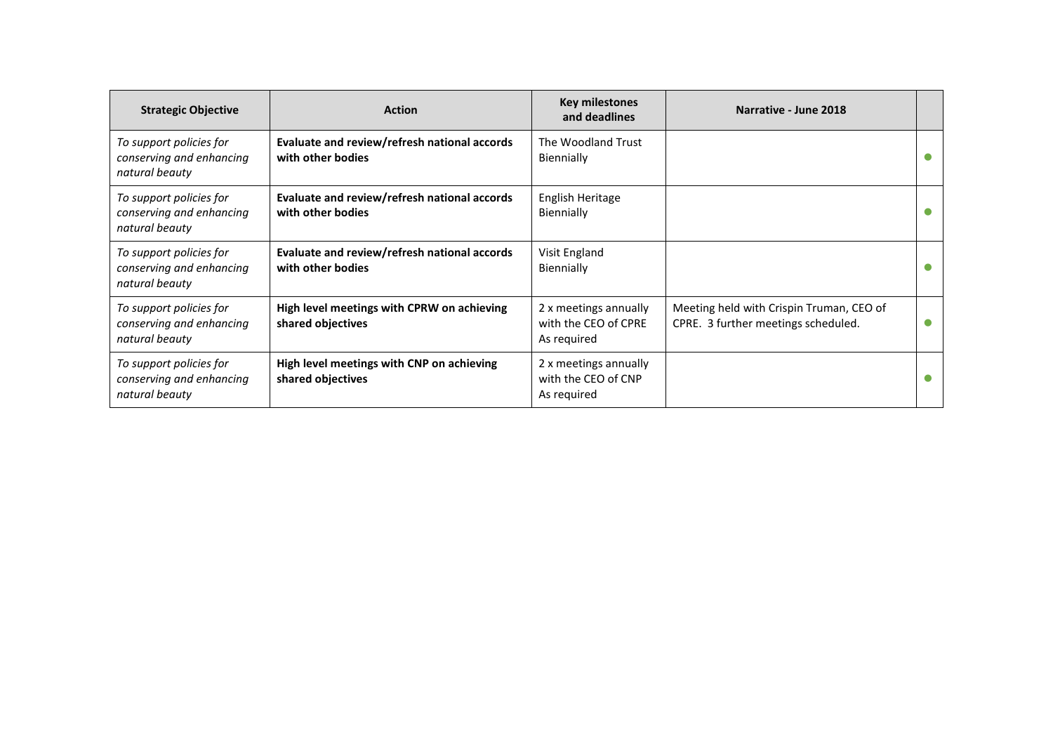| Strategic Objective | Action | Key milestones and deadlines | Narrative - June 2018 | |
|---|---|---|---|---|
| *To support policies for conserving and enhancing natural beauty* | **Evaluate and review/refresh national accords with other bodies** | The Woodland Trust Biennially | | ● |
| *To support policies for conserving and enhancing natural beauty* | **Evaluate and review/refresh national accords with other bodies** | English Heritage Biennially | | ● |
| *To support policies for conserving and enhancing natural beauty* | **Evaluate and review/refresh national accords with other bodies** | Visit England Biennially | | ● |
| *To support policies for conserving and enhancing natural beauty* | **High level meetings with CPRW on achieving shared objectives** | 2 x meetings annually with the CEO of CPRE As required | Meeting held with Crispin Truman, CEO of CPRE. 3 further meetings scheduled. | ● |
| *To support policies for conserving and enhancing natural beauty* | **High level meetings with CNP on achieving shared objectives** | 2 x meetings annually with the CEO of CNP As required | | ● |